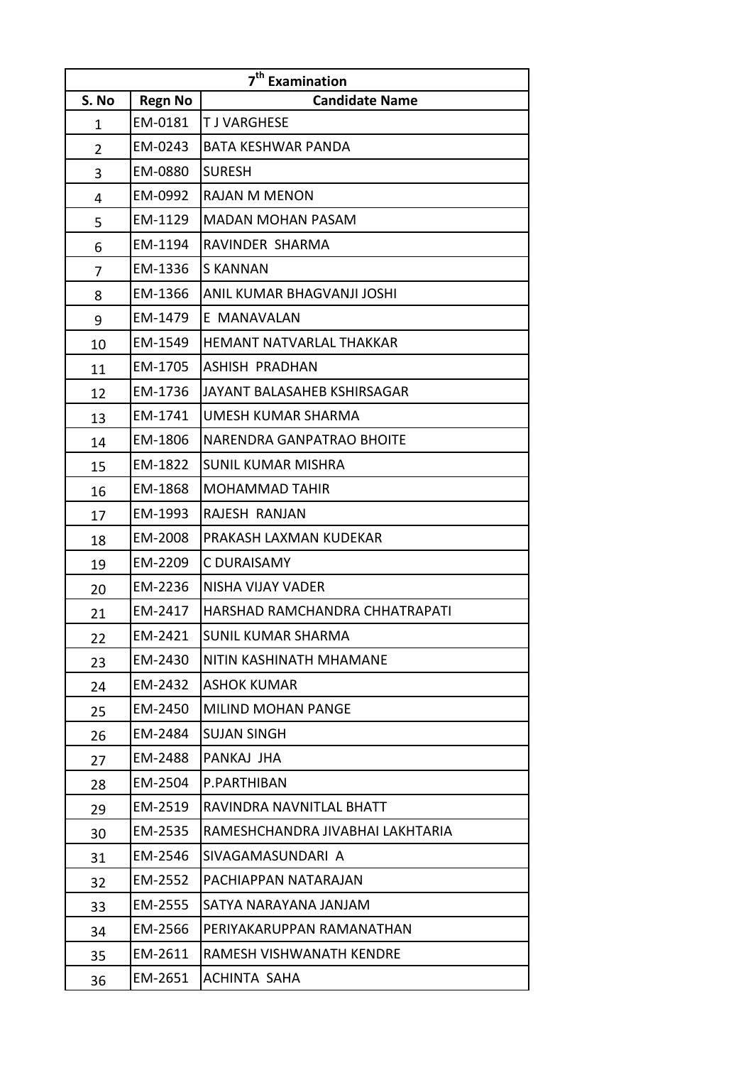| 7th Examination | | |
|---|---|---|
| S. No | Regn No | Candidate Name |
| 1 | EM-0181 | T J VARGHESE |
| 2 | EM-0243 | BATA KESHWAR PANDA |
| 3 | EM-0880 | SURESH |
| 4 | EM-0992 | RAJAN M MENON |
| 5 | EM-1129 | MADAN MOHAN PASAM |
| 6 | EM-1194 | RAVINDER SHARMA |
| 7 | EM-1336 | S KANNAN |
| 8 | EM-1366 | ANIL KUMAR BHAGVANJI JOSHI |
| 9 | EM-1479 | E MANAVALAN |
| 10 | EM-1549 | HEMANT NATVARLAL THAKKAR |
| 11 | EM-1705 | ASHISH PRADHAN |
| 12 | EM-1736 | JAYANT BALASAHEB KSHIRSAGAR |
| 13 | EM-1741 | UMESH KUMAR SHARMA |
| 14 | EM-1806 | NARENDRA GANPATRAO BHOITE |
| 15 | EM-1822 | SUNIL KUMAR MISHRA |
| 16 | EM-1868 | MOHAMMAD TAHIR |
| 17 | EM-1993 | RAJESH RANJAN |
| 18 | EM-2008 | PRAKASH LAXMAN KUDEKAR |
| 19 | EM-2209 | C DURAISAMY |
| 20 | EM-2236 | NISHA VIJAY VADER |
| 21 | EM-2417 | HARSHAD RAMCHANDRA CHHATRAPATI |
| 22 | EM-2421 | SUNIL KUMAR SHARMA |
| 23 | EM-2430 | NITIN KASHINATH MHAMANE |
| 24 | EM-2432 | ASHOK KUMAR |
| 25 | EM-2450 | MILIND MOHAN PANGE |
| 26 | EM-2484 | SUJAN SINGH |
| 27 | EM-2488 | PANKAJ JHA |
| 28 | EM-2504 | P.PARTHIBAN |
| 29 | EM-2519 | RAVINDRA NAVNITLAL BHATT |
| 30 | EM-2535 | RAMESHCHANDRA JIVABHAI LAKHTARIA |
| 31 | EM-2546 | SIVAGAMASUNDARI A |
| 32 | EM-2552 | PACHIAPPAN NATARAJAN |
| 33 | EM-2555 | SATYA NARAYANA JANJAM |
| 34 | EM-2566 | PERIYAKARUPPAN RAMANATHAN |
| 35 | EM-2611 | RAMESH VISHWANATH KENDRE |
| 36 | EM-2651 | ACHINTA SAHA |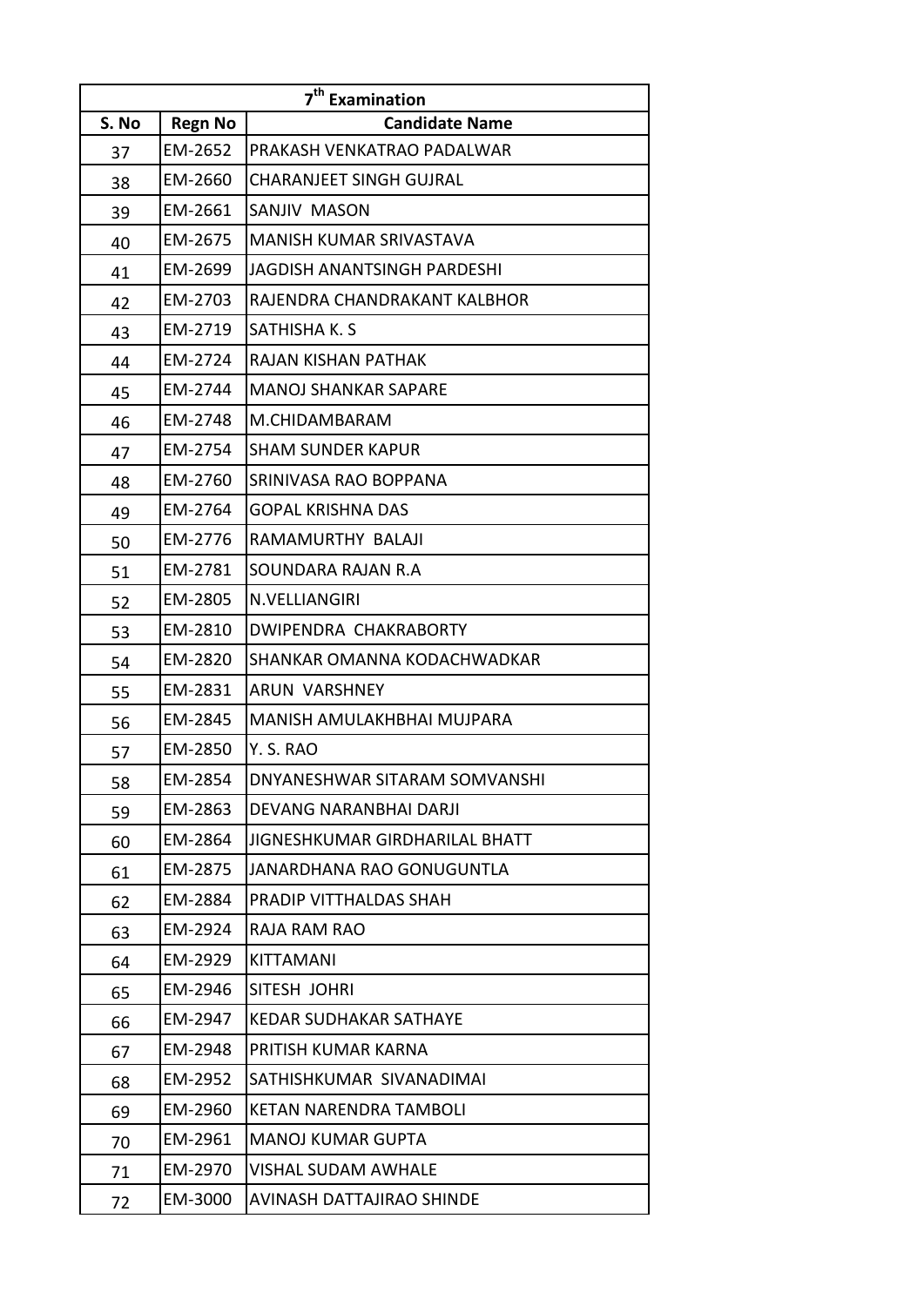| 7$^{th}$ Examination | | |
|---|---|---|
| **S. No** | **Regn No** | **Candidate Name** |
| 37 | EM-2652 | PRAKASH VENKATRAO PADALWAR |
| 38 | EM-2660 | CHARANJEET SINGH GUJRAL |
| 39 | EM-2661 | SANJIV MASON |
| 40 | EM-2675 | MANISH KUMAR SRIVASTAVA |
| 41 | EM-2699 | JAGDISH ANANTSINGH PARDESHI |
| 42 | EM-2703 | RAJENDRA CHANDRAKANT KALBHOR |
| 43 | EM-2719 | SATHISHA K. S |
| 44 | EM-2724 | RAJAN KISHAN PATHAK |
| 45 | EM-2744 | MANOJ SHANKAR SAPARE |
| 46 | EM-2748 | M.CHIDAMBARAM |
| 47 | EM-2754 | SHAM SUNDER KAPUR |
| 48 | EM-2760 | SRINIVASA RAO BOPPANA |
| 49 | EM-2764 | GOPAL KRISHNA DAS |
| 50 | EM-2776 | RAMAMURTHY BALAJI |
| 51 | EM-2781 | SOUNDARA RAJAN R.A |
| 52 | EM-2805 | N.VELLIANGIRI |
| 53 | EM-2810 | DWIPENDRA CHAKRABORTY |
| 54 | EM-2820 | SHANKAR OMANNA KODACHWADKAR |
| 55 | EM-2831 | ARUN VARSHNEY |
| 56 | EM-2845 | MANISH AMULAKHBHAI MUJPARA |
| 57 | EM-2850 | Y. S. RAO |
| 58 | EM-2854 | DNYANESHWAR SITARAM SOMVANSHI |
| 59 | EM-2863 | DEVANG NARANBHAI DARJI |
| 60 | EM-2864 | JIGNESHKUMAR GIRDHARILAL BHATT |
| 61 | EM-2875 | JANARDHANA RAO GONUGUNTLA |
| 62 | EM-2884 | PRADIP VITTHALDAS SHAH |
| 63 | EM-2924 | RAJA RAM RAO |
| 64 | EM-2929 | KITTAMANI |
| 65 | EM-2946 | SITESH JOHRI |
| 66 | EM-2947 | KEDAR SUDHAKAR SATHAYE |
| 67 | EM-2948 | PRITISH KUMAR KARNA |
| 68 | EM-2952 | SATHISHKUMAR SIVANADIMAI |
| 69 | EM-2960 | KETAN NARENDRA TAMBOLI |
| 70 | EM-2961 | MANOJ KUMAR GUPTA |
| 71 | EM-2970 | VISHAL SUDAM AWHALE |
| 72 | EM-3000 | AVINASH DATTAJIRAO SHINDE |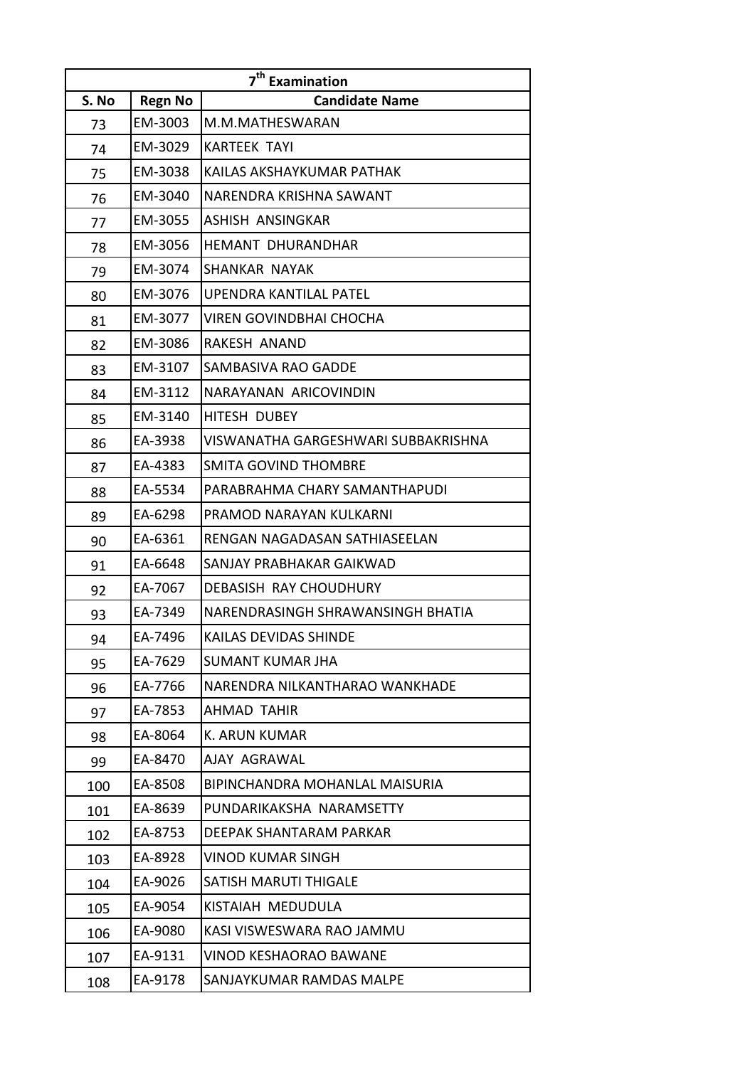| 7th Examination | | |
|---|---|---|
| S. No | Regn No | Candidate Name |
| 73 | EM-3003 | M.M.MATHESWARAN |
| 74 | EM-3029 | KARTEEK TAYI |
| 75 | EM-3038 | KAILAS AKSHAYKUMAR PATHAK |
| 76 | EM-3040 | NARENDRA KRISHNA SAWANT |
| 77 | EM-3055 | ASHISH ANSINGKAR |
| 78 | EM-3056 | HEMANT DHURANDHAR |
| 79 | EM-3074 | SHANKAR NAYAK |
| 80 | EM-3076 | UPENDRA KANTILAL PATEL |
| 81 | EM-3077 | VIREN GOVINDBHAI CHOCHA |
| 82 | EM-3086 | RAKESH ANAND |
| 83 | EM-3107 | SAMBASIVA RAO GADDE |
| 84 | EM-3112 | NARAYANAN ARICOVINDIN |
| 85 | EM-3140 | HITESH DUBEY |
| 86 | EA-3938 | VISWANATHA GARGESHWARI SUBBAKRISHNA |
| 87 | EA-4383 | SMITA GOVIND THOMBRE |
| 88 | EA-5534 | PARABRAHMA CHARY SAMANTHAPUDI |
| 89 | EA-6298 | PRAMOD NARAYAN KULKARNI |
| 90 | EA-6361 | RENGAN NAGADASAN SATHIASEELAN |
| 91 | EA-6648 | SANJAY PRABHAKAR GAIKWAD |
| 92 | EA-7067 | DEBASISH RAY CHOUDHURY |
| 93 | EA-7349 | NARENDRASINGH SHRAWANSINGH BHATIA |
| 94 | EA-7496 | KAILAS DEVIDAS SHINDE |
| 95 | EA-7629 | SUMANT KUMAR JHA |
| 96 | EA-7766 | NARENDRA NILKANTHARAO WANKHADE |
| 97 | EA-7853 | AHMAD TAHIR |
| 98 | EA-8064 | K. ARUN KUMAR |
| 99 | EA-8470 | AJAY AGRAWAL |
| 100 | EA-8508 | BIPINCHANDRA MOHANLAL MAISURIA |
| 101 | EA-8639 | PUNDARIKAKSHA NARAMSETTY |
| 102 | EA-8753 | DEEPAK SHANTARAM PARKAR |
| 103 | EA-8928 | VINOD KUMAR SINGH |
| 104 | EA-9026 | SATISH MARUTI THIGALE |
| 105 | EA-9054 | KISTAIAH MEDUDULA |
| 106 | EA-9080 | KASI VISWESWARA RAO JAMMU |
| 107 | EA-9131 | VINOD KESHAORAO BAWANE |
| 108 | EA-9178 | SANJAYKUMAR RAMDAS MALPE |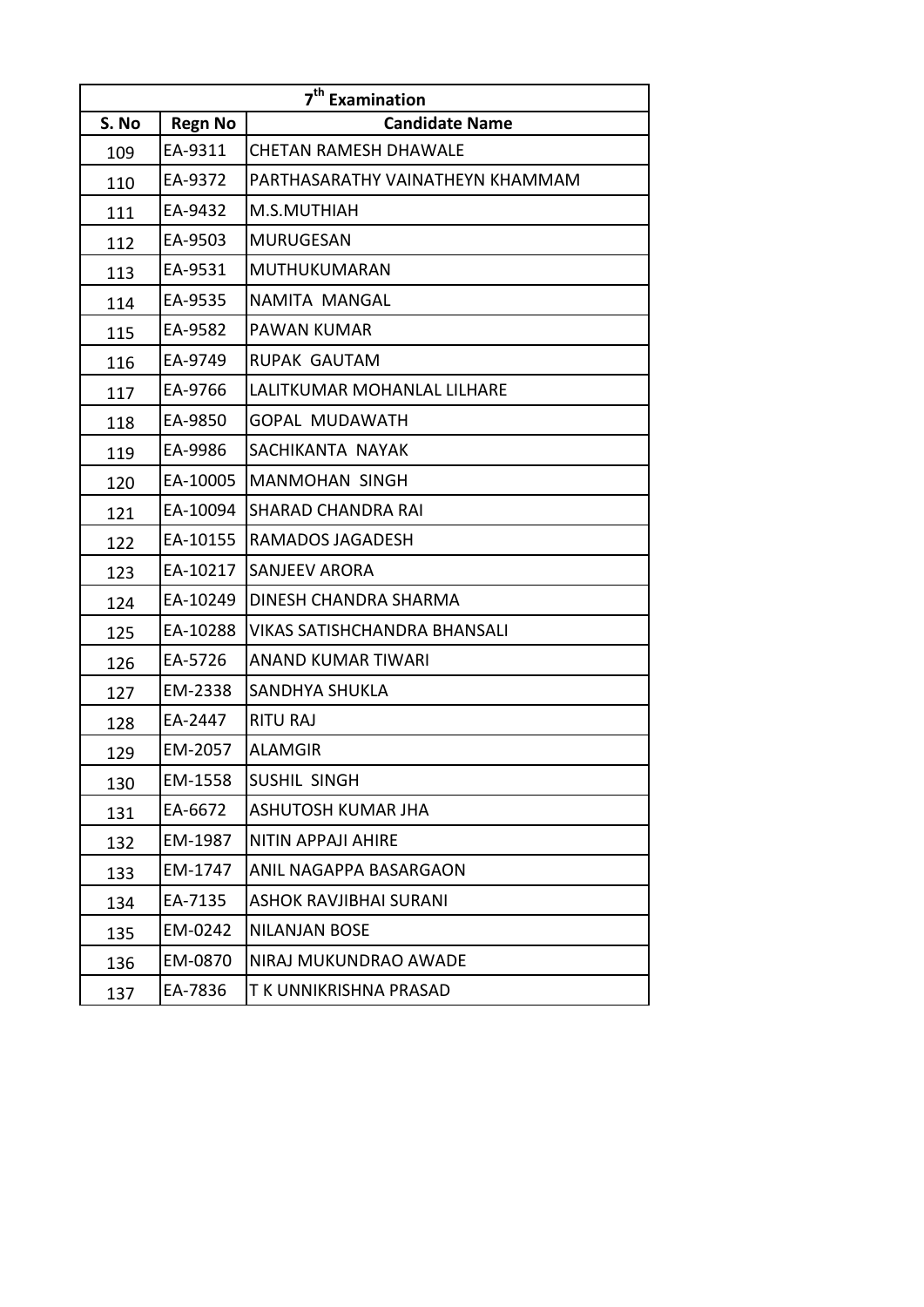| 7th Examination | | |
|---|---|---|
| S. No | Regn No | Candidate Name |
| 109 | EA-9311 | CHETAN RAMESH DHAWALE |
| 110 | EA-9372 | PARTHASARATHY VAINATHEYN KHAMMAM |
| 111 | EA-9432 | M.S.MUTHIAH |
| 112 | EA-9503 | MURUGESAN |
| 113 | EA-9531 | MUTHUKUMARAN |
| 114 | EA-9535 | NAMITA MANGAL |
| 115 | EA-9582 | PAWAN KUMAR |
| 116 | EA-9749 | RUPAK GAUTAM |
| 117 | EA-9766 | LALITKUMAR MOHANLAL LILHARE |
| 118 | EA-9850 | GOPAL MUDAWATH |
| 119 | EA-9986 | SACHIKANTA NAYAK |
| 120 | EA-10005 | MANMOHAN SINGH |
| 121 | EA-10094 | SHARAD CHANDRA RAI |
| 122 | EA-10155 | RAMADOS JAGADESH |
| 123 | EA-10217 | SANJEEV ARORA |
| 124 | EA-10249 | DINESH CHANDRA SHARMA |
| 125 | EA-10288 | VIKAS SATISHCHANDRA BHANSALI |
| 126 | EA-5726 | ANAND KUMAR TIWARI |
| 127 | EM-2338 | SANDHYA SHUKLA |
| 128 | EA-2447 | RITU RAJ |
| 129 | EM-2057 | ALAMGIR |
| 130 | EM-1558 | SUSHIL SINGH |
| 131 | EA-6672 | ASHUTOSH KUMAR JHA |
| 132 | EM-1987 | NITIN APPAJI AHIRE |
| 133 | EM-1747 | ANIL NAGAPPA BASARGAON |
| 134 | EA-7135 | ASHOK RAVJIBHAI SURANI |
| 135 | EM-0242 | NILANJAN BOSE |
| 136 | EM-0870 | NIRAJ MUKUNDRAO AWADE |
| 137 | EA-7836 | T K UNNIKRISHNA PRASAD |